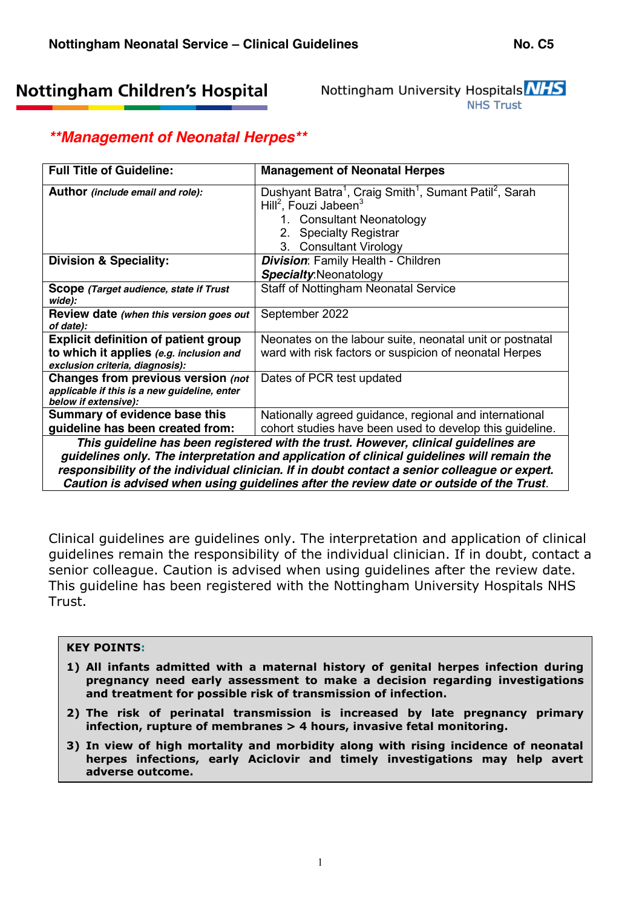Nottingham Neonatal Service – Clinical Guidelines — No. C5

Nottingham Children's Hospital

Nottingham University Hospitals NHS Trust

# **Management of Neonatal Herpes**

| **Full Title of Guideline:** | **Management of Neonatal Herpes** |
|---|---|
| **Author** *(include email and role):* | Dushyant Batra[1], Craig Smith[1], Sumant Patil[2], Sarah Hill[2], Fouzi Jabeen[3]<br>1. Consultant Neonatology<br>2. Specialty Registrar<br>3. Consultant Virology |
| **Division & Speciality:** | ***Division***: Family Health - Children<br>***Specialty***:Neonatology |
| **Scope** *(Target audience, state if Trust wide):* | Staff of Nottingham Neonatal Service |
| **Review date** *(when this version goes out of date):* | September 2022 |
| **Explicit definition of patient group to which it applies** *(e.g. inclusion and exclusion criteria, diagnosis):* | Neonates on the labour suite, neonatal unit or postnatal ward with risk factors or suspicion of neonatal Herpes |
| **Changes from previous version** *(not applicable if this is a new guideline, enter below if extensive):* | Dates of PCR test updated |
| **Summary of evidence base this guideline has been created from:** | Nationally agreed guidance, regional and international cohort studies have been used to develop this guideline. |
| ***This guideline has been registered with the trust. However, clinical guidelines are guidelines only. The interpretation and application of clinical guidelines will remain the responsibility of the individual clinician. If in doubt contact a senior colleague or expert. Caution is advised when using guidelines after the review date or outside of the Trust.*** | |

Clinical guidelines are guidelines only. The interpretation and application of clinical guidelines remain the responsibility of the individual clinician. If in doubt, contact a senior colleague. Caution is advised when using guidelines after the review date. This guideline has been registered with the Nottingham University Hospitals NHS Trust.

**KEY POINTS:**

1) **All infants admitted with a maternal history of genital herpes infection during pregnancy need early assessment to make a decision regarding investigations and treatment for possible risk of transmission of infection.**
2) **The risk of perinatal transmission is increased by late pregnancy primary infection, rupture of membranes > 4 hours, invasive fetal monitoring.**
3) **In view of high mortality and morbidity along with rising incidence of neonatal herpes infections, early Aciclovir and timely investigations may help avert adverse outcome.**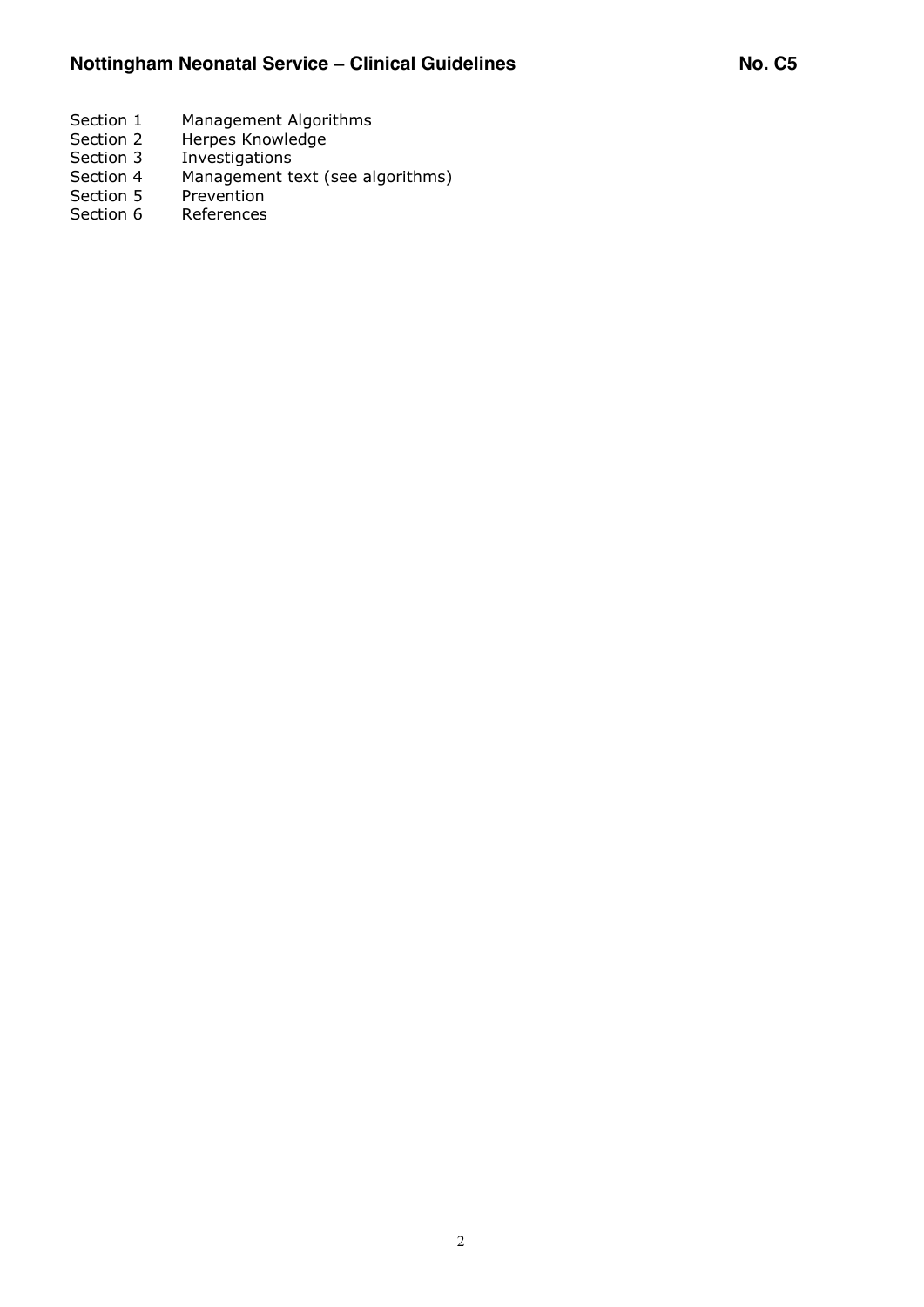| | |
|---|---|
| Section 1 | Management Algorithms |
| Section 2 | Herpes Knowledge |
| Section 3 | Investigations |
| Section 4 | Management text (see algorithms) |
| Section 5 | Prevention |
| Section 6 | References |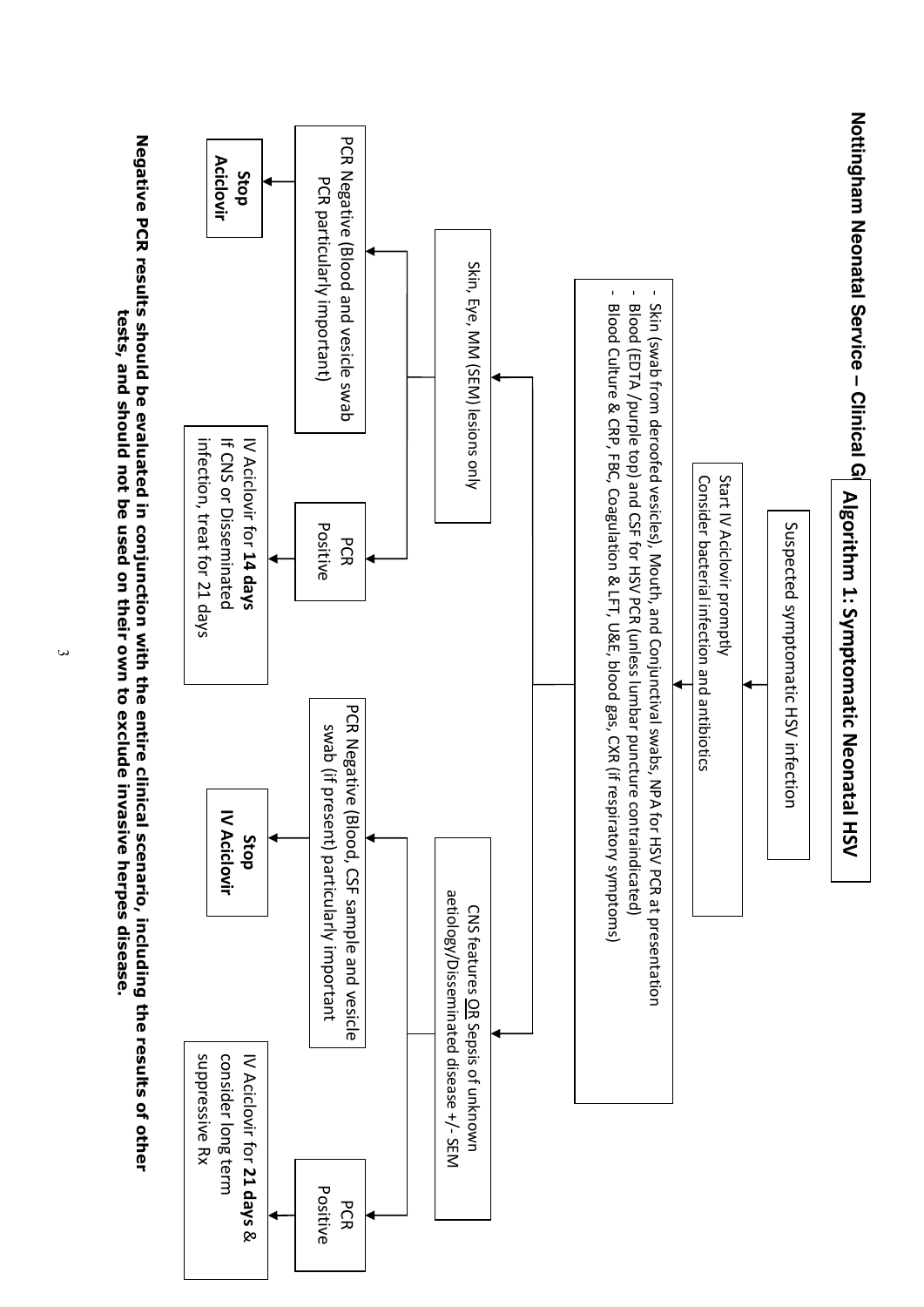**Nottingham Neonatal Service – Clinical G**

## Algorithm 1: Symptomatic Neonatal HSV

Suspected symptomatic HSV infection

↓

Start IV Aciclovir promptly
Consider bacterial infection and antibiotics

↓

- Skin (swab from deroofed vesicles), Mouth, and Conjunctival swabs, NPA for HSV PCR at presentation
- Blood (EDTA /purple top) and CSF for HSV PCR (unless lumbar puncture contraindicated)
- Blood Culture & CRP, FBC, Coagulation & LFT, U&E, blood gas, CXR (if respiratory symptoms)

↓

**Skin, Eye, MM (SEM) lesions only**

- PCR Negative (Blood and vesicle swab PCR particularly important) → **Stop Aciclovir**
- PCR Positive → IV Aciclovir for **14 days**. If CNS or Disseminated infection, treat for 21 days

**CNS features OR Sepsis of unknown aetiology/Disseminated disease +/- SEM**

- PCR Negative (Blood, CSF sample and vesicle swab (if present) particularly important → **Stop IV Aciclovir**
- PCR Positive → IV Aciclovir for **21 days** & consider long term suppressive Rx

**Negative PCR results should be evaluated in conjunction with the entire clinical scenario, including the results of other tests, and should not be used on their own to exclude invasive herpes disease.**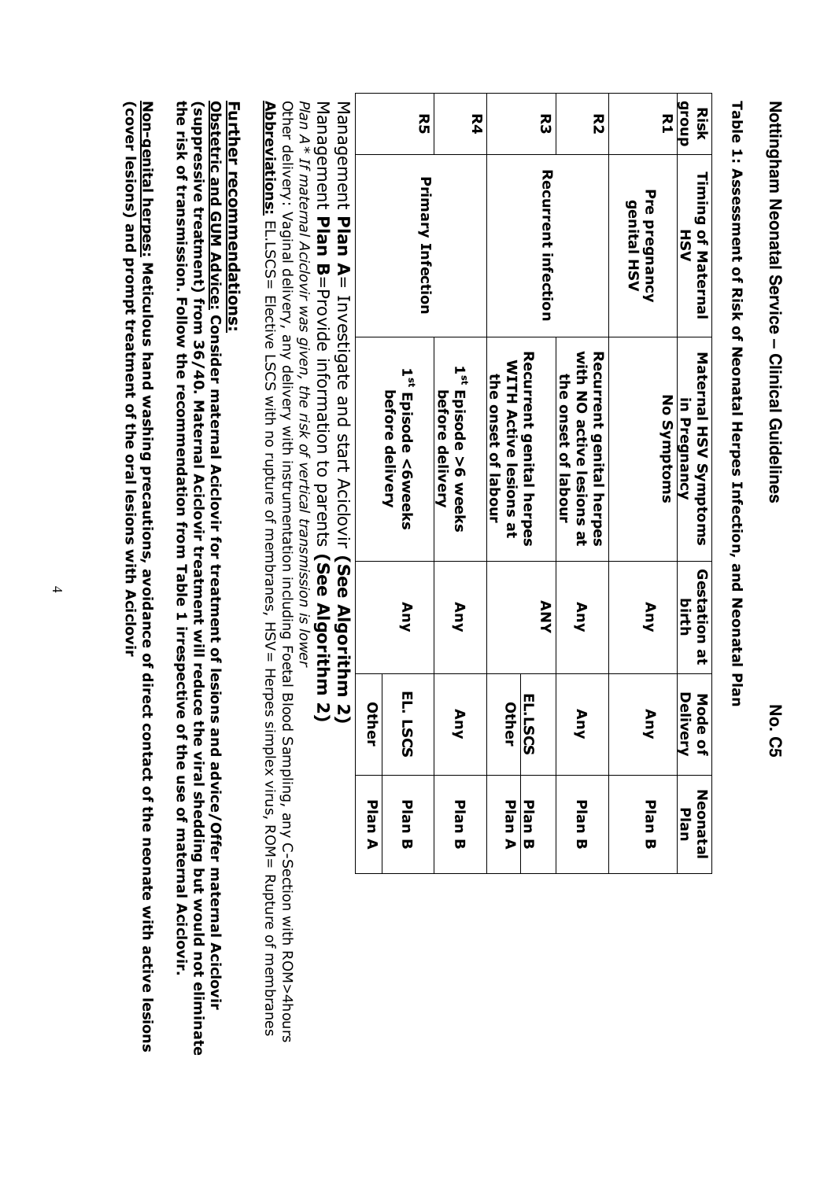**Table 1: Assessment of Risk of Neonatal Herpes Infection, and Neonatal Plan**

| Risk group | Timing of Maternal HSV | Maternal HSV Symptoms in Pregnancy | Gestation at birth | Mode of Delivery | Neonatal Plan |
|---|---|---|---|---|---|
| R1 | Pre pregnancy genital HSV | No Symptoms | Any | Any | Plan B |
| R2 | Recurrent infection | Recurrent genital herpes with NO active lesions at the onset of labour | Any | Any | Plan B |
| R3 | | Recurrent genital herpes WITH Active lesions at the onset of labour | ANY | EL.LSCS | Plan B |
| | | | | Other | Plan A |
| R4 | Primary Infection | 1st Episode >6 weeks before delivery | Any | Any | Plan B |
| R5 | | 1st Episode <6weeks before delivery | Any | EL. LSCS | Plan B |
| | | | | Other | Plan A |

Management **Plan A**= Investigate and start Aciclovir **(See Algorithm 2)**

Management **Plan B**=Provide information to parents **(See Algorithm 2)**

*Plan A \* If maternal Aciclovir was given, the risk of vertical transmission is lower*

Other delivery: Vaginal delivery, any delivery with instrumentation including Foetal Blood Sampling, any C-Section with ROM>4hours

**Abbreviations:** EL.LSCS= Elective LSCS with no rupture of membranes, HSV= Herpes simplex virus, ROM= Rupture of membranes

**Further recommendations:**

**Obstetric and GUM Advice: Consider maternal Aciclovir for treatment of lesions and advice/Offer maternal Aciclovir (suppressive treatment) from 36/40. Maternal Aciclovir treatment will reduce the viral shedding but would not eliminate the risk of transmission. Follow the recommendation from Table 1 irrespective of the use of maternal Aciclovir.**

**Non-genital herpes: Meticulous hand washing precautions, avoidance of direct contact of the neonate with active lesions (cover lesions) and prompt treatment of the oral lesions with Aciclovir**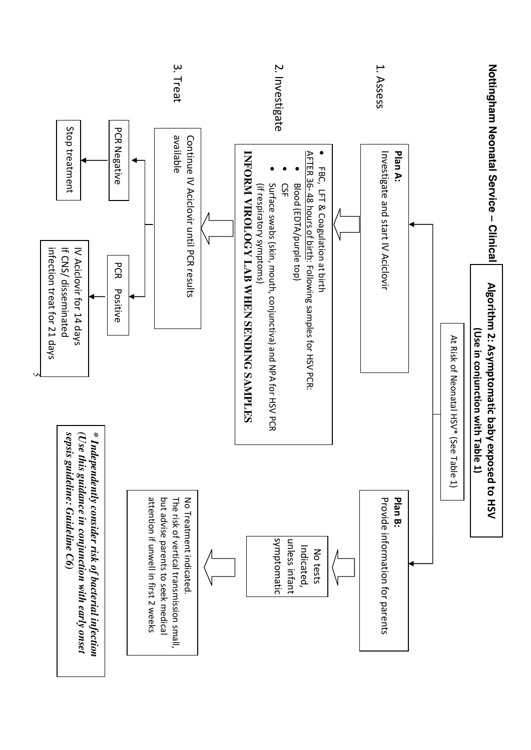# Nottingham Neonatal Service – Clinical Algorithm 2: Asymptomatic baby exposed to HSV

**(Use in conjunction with Table 1)**

At Risk of Neonatal HSV* (See Table 1)

## 1. Assess

**Plan A:**
Investigate and start IV Aciclovir

**Plan B:**
Provide information for parents

## 2. Investigate

**Plan A:**

- FBC, LFT & Coagulation at birth

AFTER 36- 48 hours of birth: Following samples for HSV PCR:

- Blood (EDTA/purple top)
- CSF
- Surface swabs (skin, mouth, conjunctiva) and NPA for HSV PCR (if respiratory symptoms)

**INFORM VIROLOGY LAB WHEN SENDING SAMPLES**

**Plan B:**

No tests Indicated, unless infant symptomatic

## 3. Treat

**Plan A:**

Continue IV Aciclovir until PCR results available

- PCR Negative → Stop treatment
- PCR Positive → IV Aciclovir for 14 days. If CNS/ disseminated infection treat for 21 days

**Plan B:**

No Treatment indicated. The risk of vertical transmission small, but advise parents to seek medical attention if unwell in first 2 weeks

***\* Independently consider risk of bacterial infection (Use this guidance in conjunction with early onset sepsis guideline: Guideline C6)***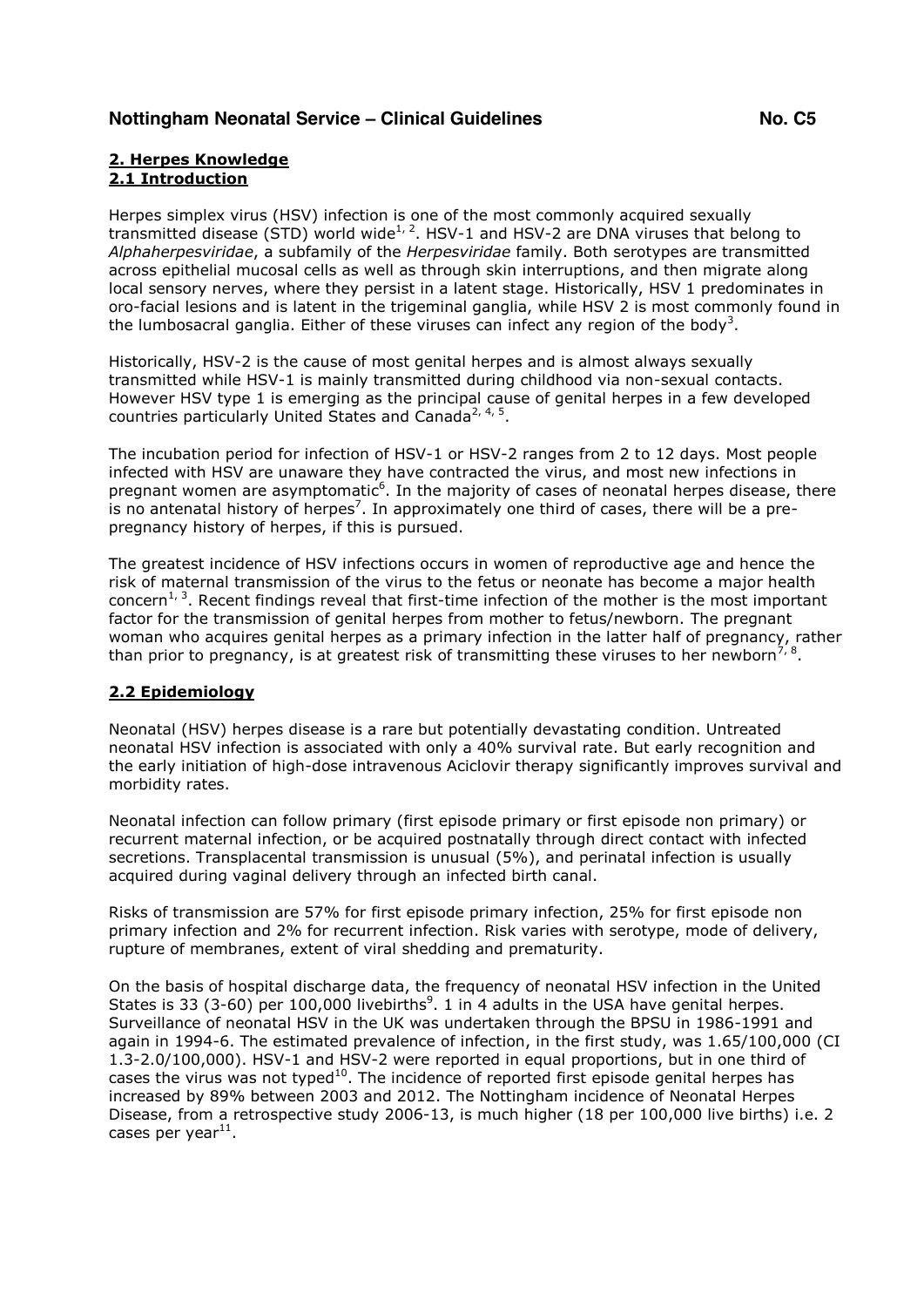## 2. Herpes Knowledge

### 2.1 Introduction

Herpes simplex virus (HSV) infection is one of the most commonly acquired sexually transmitted disease (STD) world wide[1, 2]. HSV-1 and HSV-2 are DNA viruses that belong to *Alphaherpesviridae*, a subfamily of the *Herpesviridae* family. Both serotypes are transmitted across epithelial mucosal cells as well as through skin interruptions, and then migrate along local sensory nerves, where they persist in a latent stage. Historically, HSV 1 predominates in oro-facial lesions and is latent in the trigeminal ganglia, while HSV 2 is most commonly found in the lumbosacral ganglia. Either of these viruses can infect any region of the body[3].

Historically, HSV-2 is the cause of most genital herpes and is almost always sexually transmitted while HSV-1 is mainly transmitted during childhood via non-sexual contacts. However HSV type 1 is emerging as the principal cause of genital herpes in a few developed countries particularly United States and Canada[2, 4, 5].

The incubation period for infection of HSV-1 or HSV-2 ranges from 2 to 12 days. Most people infected with HSV are unaware they have contracted the virus, and most new infections in pregnant women are asymptomatic[6]. In the majority of cases of neonatal herpes disease, there is no antenatal history of herpes[7]. In approximately one third of cases, there will be a pre-pregnancy history of herpes, if this is pursued.

The greatest incidence of HSV infections occurs in women of reproductive age and hence the risk of maternal transmission of the virus to the fetus or neonate has become a major health concern[1, 3]. Recent findings reveal that first-time infection of the mother is the most important factor for the transmission of genital herpes from mother to fetus/newborn. The pregnant woman who acquires genital herpes as a primary infection in the latter half of pregnancy, rather than prior to pregnancy, is at greatest risk of transmitting these viruses to her newborn[7, 8].

### 2.2 Epidemiology

Neonatal (HSV) herpes disease is a rare but potentially devastating condition. Untreated neonatal HSV infection is associated with only a 40% survival rate. But early recognition and the early initiation of high-dose intravenous Aciclovir therapy significantly improves survival and morbidity rates.

Neonatal infection can follow primary (first episode primary or first episode non primary) or recurrent maternal infection, or be acquired postnatally through direct contact with infected secretions. Transplacental transmission is unusual (5%), and perinatal infection is usually acquired during vaginal delivery through an infected birth canal.

Risks of transmission are 57% for first episode primary infection, 25% for first episode non primary infection and 2% for recurrent infection. Risk varies with serotype, mode of delivery, rupture of membranes, extent of viral shedding and prematurity.

On the basis of hospital discharge data, the frequency of neonatal HSV infection in the United States is 33 (3-60) per 100,000 livebirths[9]. 1 in 4 adults in the USA have genital herpes. Surveillance of neonatal HSV in the UK was undertaken through the BPSU in 1986-1991 and again in 1994-6. The estimated prevalence of infection, in the first study, was 1.65/100,000 (CI 1.3-2.0/100,000). HSV-1 and HSV-2 were reported in equal proportions, but in one third of cases the virus was not typed[10]. The incidence of reported first episode genital herpes has increased by 89% between 2003 and 2012. The Nottingham incidence of Neonatal Herpes Disease, from a retrospective study 2006-13, is much higher (18 per 100,000 live births) i.e. 2 cases per year[11].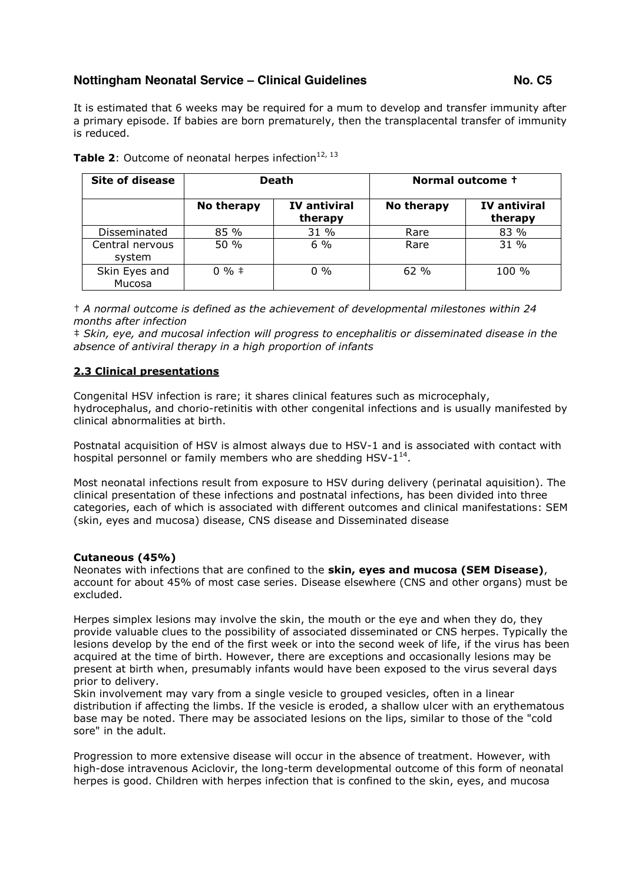It is estimated that 6 weeks may be required for a mum to develop and transfer immunity after a primary episode. If babies are born prematurely, then the transplacental transfer of immunity is reduced.

**Table 2**: Outcome of neonatal herpes infection[12, 13]

| Site of disease | Death | | Normal outcome † | |
|---|---|---|---|---|
| | No therapy | IV antiviral therapy | No therapy | IV antiviral therapy |
| Disseminated | 85 % | 31 % | Rare | 83 % |
| Central nervous system | 50 % | 6 % | Rare | 31 % |
| Skin Eyes and Mucosa | 0 % ‡ | 0 % | 62 % | 100 % |

† *A normal outcome is defined as the achievement of developmental milestones within 24 months after infection*

‡ *Skin, eye, and mucosal infection will progress to encephalitis or disseminated disease in the absence of antiviral therapy in a high proportion of infants*

## 2.3 Clinical presentations

Congenital HSV infection is rare; it shares clinical features such as microcephaly, hydrocephalus, and chorio-retinitis with other congenital infections and is usually manifested by clinical abnormalities at birth.

Postnatal acquisition of HSV is almost always due to HSV-1 and is associated with contact with hospital personnel or family members who are shedding HSV-1[14].

Most neonatal infections result from exposure to HSV during delivery (perinatal aquisition). The clinical presentation of these infections and postnatal infections, has been divided into three categories, each of which is associated with different outcomes and clinical manifestations: SEM (skin, eyes and mucosa) disease, CNS disease and Disseminated disease

**Cutaneous (45%)**

Neonates with infections that are confined to the **skin, eyes and mucosa (SEM Disease)**, account for about 45% of most case series. Disease elsewhere (CNS and other organs) must be excluded.

Herpes simplex lesions may involve the skin, the mouth or the eye and when they do, they provide valuable clues to the possibility of associated disseminated or CNS herpes. Typically the lesions develop by the end of the first week or into the second week of life, if the virus has been acquired at the time of birth. However, there are exceptions and occasionally lesions may be present at birth when, presumably infants would have been exposed to the virus several days prior to delivery.

Skin involvement may vary from a single vesicle to grouped vesicles, often in a linear distribution if affecting the limbs. If the vesicle is eroded, a shallow ulcer with an erythematous base may be noted. There may be associated lesions on the lips, similar to those of the "cold sore" in the adult.

Progression to more extensive disease will occur in the absence of treatment. However, with high-dose intravenous Aciclovir, the long-term developmental outcome of this form of neonatal herpes is good. Children with herpes infection that is confined to the skin, eyes, and mucosa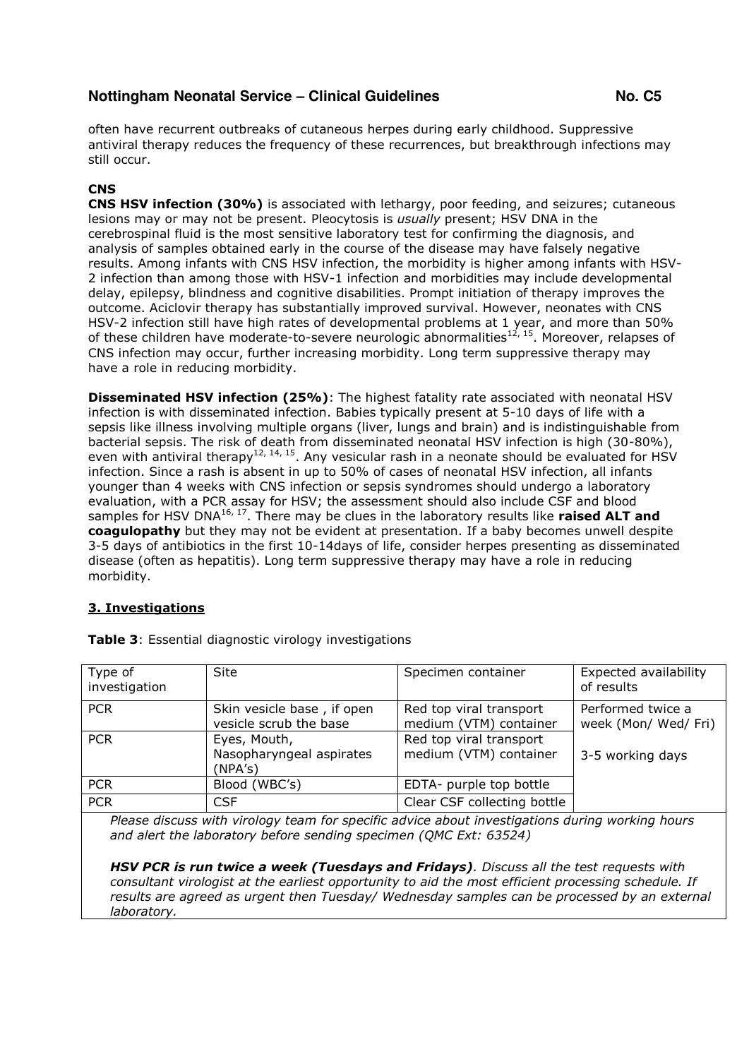often have recurrent outbreaks of cutaneous herpes during early childhood. Suppressive antiviral therapy reduces the frequency of these recurrences, but breakthrough infections may still occur.

**CNS**

**CNS HSV infection (30%)** is associated with lethargy, poor feeding, and seizures; cutaneous lesions may or may not be present. Pleocytosis is *usually* present; HSV DNA in the cerebrospinal fluid is the most sensitive laboratory test for confirming the diagnosis, and analysis of samples obtained early in the course of the disease may have falsely negative results. Among infants with CNS HSV infection, the morbidity is higher among infants with HSV-2 infection than among those with HSV-1 infection and morbidities may include developmental delay, epilepsy, blindness and cognitive disabilities. Prompt initiation of therapy improves the outcome. Aciclovir therapy has substantially improved survival. However, neonates with CNS HSV-2 infection still have high rates of developmental problems at 1 year, and more than 50% of these children have moderate-to-severe neurologic abnormalities[12, 15]. Moreover, relapses of CNS infection may occur, further increasing morbidity. Long term suppressive therapy may have a role in reducing morbidity.

**Disseminated HSV infection (25%)**: The highest fatality rate associated with neonatal HSV infection is with disseminated infection. Babies typically present at 5-10 days of life with a sepsis like illness involving multiple organs (liver, lungs and brain) and is indistinguishable from bacterial sepsis. The risk of death from disseminated neonatal HSV infection is high (30-80%), even with antiviral therapy[12, 14, 15]. Any vesicular rash in a neonate should be evaluated for HSV infection. Since a rash is absent in up to 50% of cases of neonatal HSV infection, all infants younger than 4 weeks with CNS infection or sepsis syndromes should undergo a laboratory evaluation, with a PCR assay for HSV; the assessment should also include CSF and blood samples for HSV DNA[16, 17]. There may be clues in the laboratory results like **raised ALT and coagulopathy** but they may not be evident at presentation. If a baby becomes unwell despite 3-5 days of antibiotics in the first 10-14days of life, consider herpes presenting as disseminated disease (often as hepatitis). Long term suppressive therapy may have a role in reducing morbidity.

## 3. Investigations

**Table 3**: Essential diagnostic virology investigations

| Type of investigation | Site | Specimen container | Expected availability of results |
|---|---|---|---|
| PCR | Skin vesicle base , if open vesicle scrub the base | Red top viral transport medium (VTM) container | Performed twice a week (Mon/ Wed/ Fri) |
| PCR | Eyes, Mouth, Nasopharyngeal aspirates (NPA's) | Red top viral transport medium (VTM) container | 3-5 working days |
| PCR | Blood (WBC's) | EDTA- purple top bottle | |
| PCR | CSF | Clear CSF collecting bottle | |

*Please discuss with virology team for specific advice about investigations during working hours and alert the laboratory before sending specimen (QMC Ext: 63524)*

***HSV PCR is run twice a week (Tuesdays and Fridays)****. Discuss all the test requests with consultant virologist at the earliest opportunity to aid the most efficient processing schedule. If results are agreed as urgent then Tuesday/ Wednesday samples can be processed by an external laboratory.*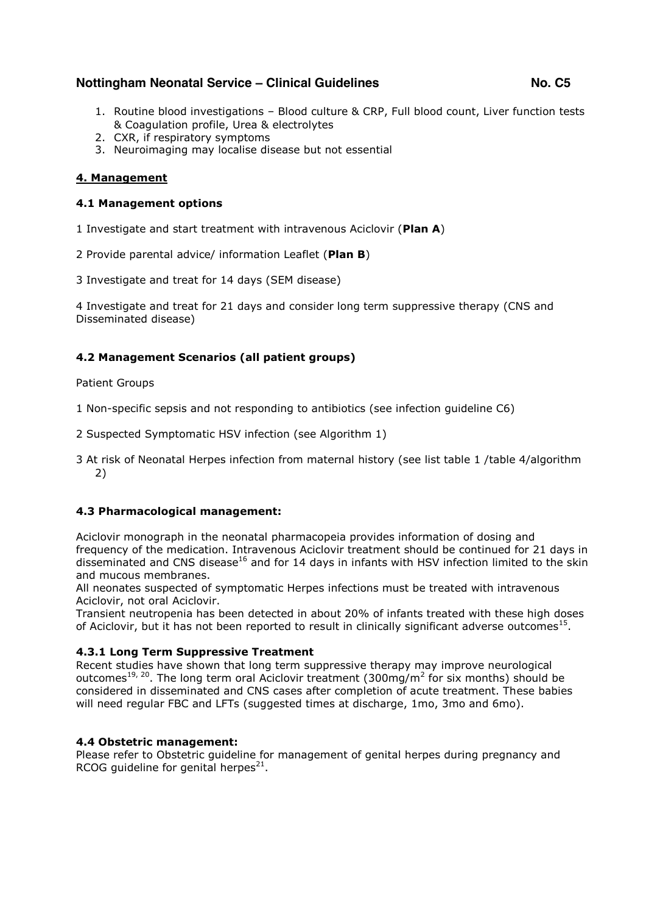1. Routine blood investigations – Blood culture & CRP, Full blood count, Liver function tests & Coagulation profile, Urea & electrolytes
2. CXR, if respiratory symptoms
3. Neuroimaging may localise disease but not essential

## 4. Management

### 4.1 Management options

1 Investigate and start treatment with intravenous Aciclovir (**Plan A**)

2 Provide parental advice/ information Leaflet (**Plan B**)

3 Investigate and treat for 14 days (SEM disease)

4 Investigate and treat for 21 days and consider long term suppressive therapy (CNS and Disseminated disease)

### 4.2 Management Scenarios (all patient groups)

Patient Groups

1 Non-specific sepsis and not responding to antibiotics (see infection guideline C6)

2 Suspected Symptomatic HSV infection (see Algorithm 1)

3 At risk of Neonatal Herpes infection from maternal history (see list table 1 /table 4/algorithm 2)

### 4.3 Pharmacological management:

Aciclovir monograph in the neonatal pharmacopeia provides information of dosing and frequency of the medication. Intravenous Aciclovir treatment should be continued for 21 days in disseminated and CNS disease[16] and for 14 days in infants with HSV infection limited to the skin and mucous membranes.

All neonates suspected of symptomatic Herpes infections must be treated with intravenous Aciclovir, not oral Aciclovir.

Transient neutropenia has been detected in about 20% of infants treated with these high doses of Aciclovir, but it has not been reported to result in clinically significant adverse outcomes[15].

#### 4.3.1 Long Term Suppressive Treatment

Recent studies have shown that long term suppressive therapy may improve neurological outcomes[19, 20]. The long term oral Aciclovir treatment (300mg/$m^2$ for six months) should be considered in disseminated and CNS cases after completion of acute treatment. These babies will need regular FBC and LFTs (suggested times at discharge, 1mo, 3mo and 6mo).

### 4.4 Obstetric management:

Please refer to Obstetric guideline for management of genital herpes during pregnancy and RCOG guideline for genital herpes[21].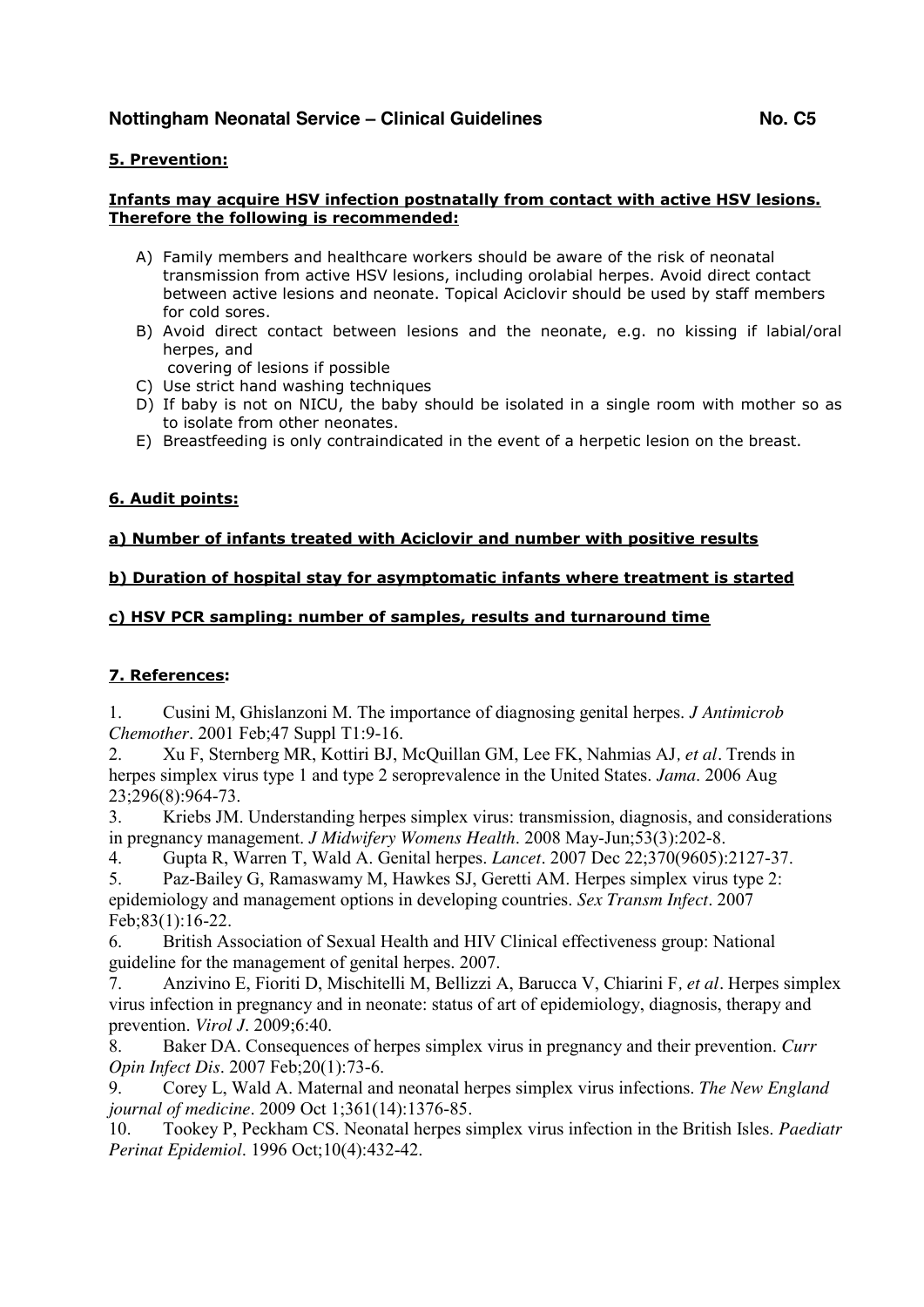## 5. Prevention:

**Infants may acquire HSV infection postnatally from contact with active HSV lesions. Therefore the following is recommended:**

A) Family members and healthcare workers should be aware of the risk of neonatal transmission from active HSV lesions, including orolabial herpes. Avoid direct contact between active lesions and neonate. Topical Aciclovir should be used by staff members for cold sores.

B) Avoid direct contact between lesions and the neonate, e.g. no kissing if labial/oral herpes, and covering of lesions if possible

C) Use strict hand washing techniques

D) If baby is not on NICU, the baby should be isolated in a single room with mother so as to isolate from other neonates.

E) Breastfeeding is only contraindicated in the event of a herpetic lesion on the breast.

## 6. Audit points:

**a) Number of infants treated with Aciclovir and number with positive results**

**b) Duration of hospital stay for asymptomatic infants where treatment is started**

**c) HSV PCR sampling: number of samples, results and turnaround time**

## 7. References:

1. Cusini M, Ghislanzoni M. The importance of diagnosing genital herpes. *J Antimicrob Chemother*. 2001 Feb;47 Suppl T1:9-16.
2. Xu F, Sternberg MR, Kottiri BJ, McQuillan GM, Lee FK, Nahmias AJ*, et al*. Trends in herpes simplex virus type 1 and type 2 seroprevalence in the United States. *Jama*. 2006 Aug 23;296(8):964-73.
3. Kriebs JM. Understanding herpes simplex virus: transmission, diagnosis, and considerations in pregnancy management. *J Midwifery Womens Health*. 2008 May-Jun;53(3):202-8.
4. Gupta R, Warren T, Wald A. Genital herpes. *Lancet*. 2007 Dec 22;370(9605):2127-37.
5. Paz-Bailey G, Ramaswamy M, Hawkes SJ, Geretti AM. Herpes simplex virus type 2: epidemiology and management options in developing countries. *Sex Transm Infect*. 2007 Feb;83(1):16-22.
6. British Association of Sexual Health and HIV Clinical effectiveness group: National guideline for the management of genital herpes. 2007.
7. Anzivino E, Fioriti D, Mischitelli M, Bellizzi A, Barucca V, Chiarini F*, et al*. Herpes simplex virus infection in pregnancy and in neonate: status of art of epidemiology, diagnosis, therapy and prevention. *Virol J*. 2009;6:40.
8. Baker DA. Consequences of herpes simplex virus in pregnancy and their prevention. *Curr Opin Infect Dis*. 2007 Feb;20(1):73-6.
9. Corey L, Wald A. Maternal and neonatal herpes simplex virus infections. *The New England journal of medicine*. 2009 Oct 1;361(14):1376-85.
10. Tookey P, Peckham CS. Neonatal herpes simplex virus infection in the British Isles. *Paediatr Perinat Epidemiol*. 1996 Oct;10(4):432-42.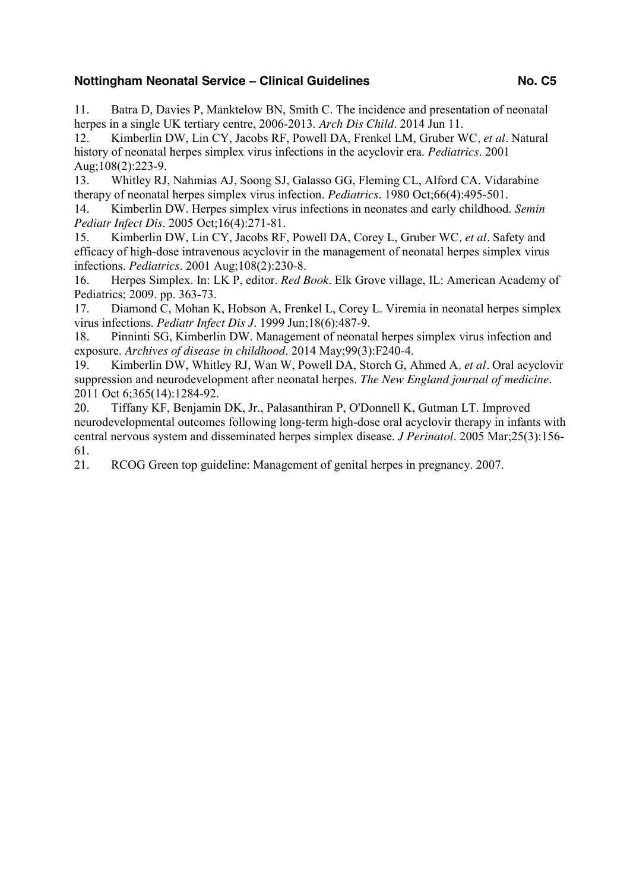11. Batra D, Davies P, Manktelow BN, Smith C. The incidence and presentation of neonatal herpes in a single UK tertiary centre, 2006-2013. *Arch Dis Child*. 2014 Jun 11.
12. Kimberlin DW, Lin CY, Jacobs RF, Powell DA, Frenkel LM, Gruber WC*, et al*. Natural history of neonatal herpes simplex virus infections in the acyclovir era. *Pediatrics*. 2001 Aug;108(2):223-9.
13. Whitley RJ, Nahmias AJ, Soong SJ, Galasso GG, Fleming CL, Alford CA. Vidarabine therapy of neonatal herpes simplex virus infection. *Pediatrics*. 1980 Oct;66(4):495-501.
14. Kimberlin DW. Herpes simplex virus infections in neonates and early childhood. *Semin Pediatr Infect Dis*. 2005 Oct;16(4):271-81.
15. Kimberlin DW, Lin CY, Jacobs RF, Powell DA, Corey L, Gruber WC*, et al*. Safety and efficacy of high-dose intravenous acyclovir in the management of neonatal herpes simplex virus infections. *Pediatrics*. 2001 Aug;108(2):230-8.
16. Herpes Simplex. In: LK P, editor. *Red Book*. Elk Grove village, IL: American Academy of Pediatrics; 2009. pp. 363-73.
17. Diamond C, Mohan K, Hobson A, Frenkel L, Corey L. Viremia in neonatal herpes simplex virus infections. *Pediatr Infect Dis J*. 1999 Jun;18(6):487-9.
18. Pinninti SG, Kimberlin DW. Management of neonatal herpes simplex virus infection and exposure. *Archives of disease in childhood*. 2014 May;99(3):F240-4.
19. Kimberlin DW, Whitley RJ, Wan W, Powell DA, Storch G, Ahmed A*, et al*. Oral acyclovir suppression and neurodevelopment after neonatal herpes. *The New England journal of medicine*. 2011 Oct 6;365(14):1284-92.
20. Tiffany KF, Benjamin DK, Jr., Palasanthiran P, O'Donnell K, Gutman LT. Improved neurodevelopmental outcomes following long-term high-dose oral acyclovir therapy in infants with central nervous system and disseminated herpes simplex disease. *J Perinatol*. 2005 Mar;25(3):156-61.
21. RCOG Green top guideline: Management of genital herpes in pregnancy. 2007.